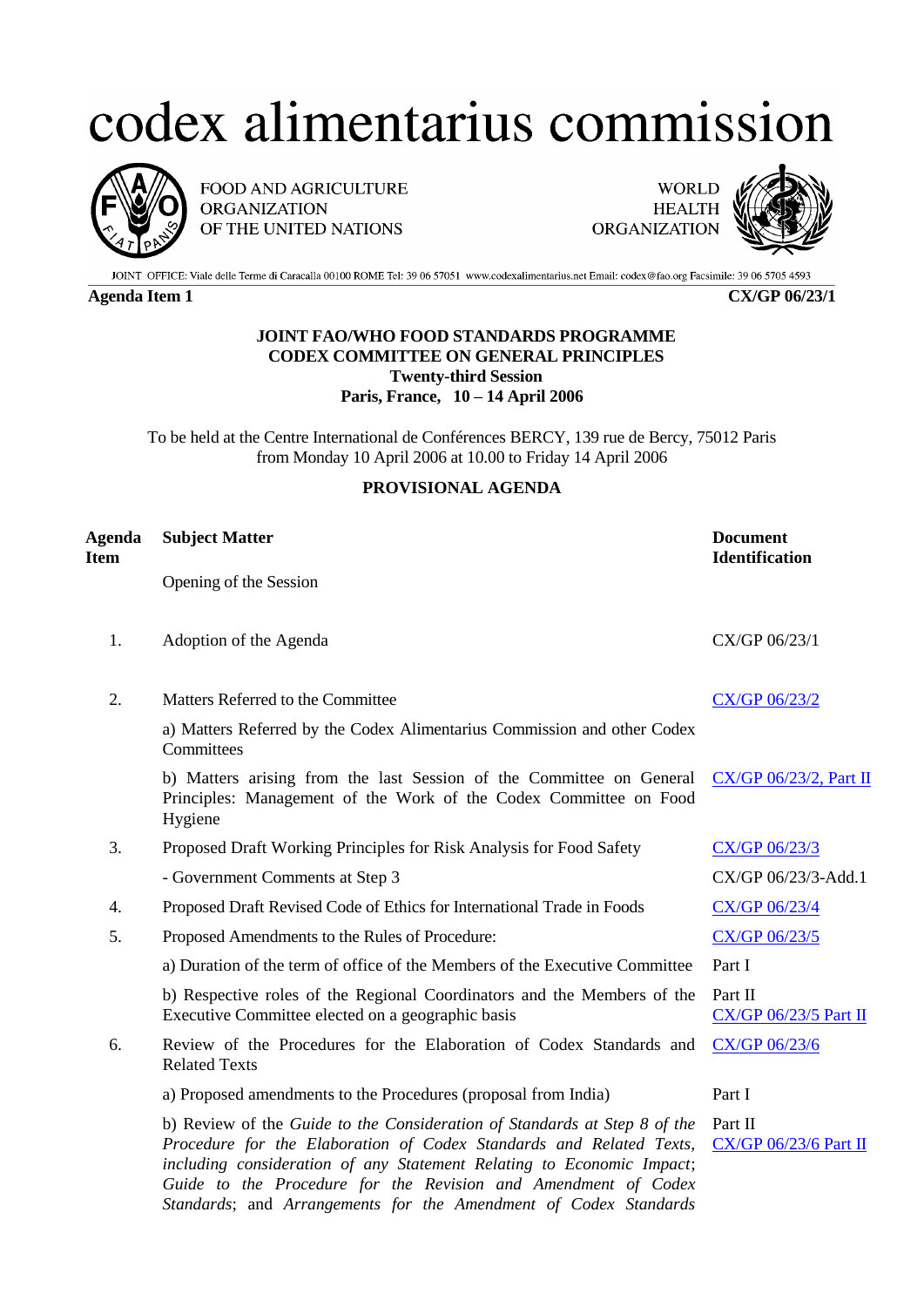# codex alimentarius commission

FOOD AND AGRICULTURE ORGANIZATION OF THE UNITED NATIONS

WORLD HEALTH ORGANIZATION

JOINT OFFICE: Viale delle Terme di Caracalla 00100 ROME Tel: 39 06 57051 www.codexalimentarius.net Email: codex@fao.org Facsimile: 39 06 5705 4593

**Agenda Item 1** **CX/GP 06/23/1**

**JOINT FAO/WHO FOOD STANDARDS PROGRAMME**
**CODEX COMMITTEE ON GENERAL PRINCIPLES**
**Twenty-third Session**
**Paris, France, 10 – 14 April 2006**

To be held at the Centre International de Conférences BERCY, 139 rue de Bercy, 75012 Paris from Monday 10 April 2006 at 10.00 to Friday 14 April 2006

**PROVISIONAL AGENDA**

| Agenda Item | Subject Matter | Document Identification |
|---|---|---|
| | Opening of the Session | |
| 1. | Adoption of the Agenda | CX/GP 06/23/1 |
| 2. | Matters Referred to the Committee | CX/GP 06/23/2 |
| | a) Matters Referred by the Codex Alimentarius Commission and other Codex Committees | |
| | b) Matters arising from the last Session of the Committee on General Principles: Management of the Work of the Codex Committee on Food Hygiene | CX/GP 06/23/2, Part II |
| 3. | Proposed Draft Working Principles for Risk Analysis for Food Safety | CX/GP 06/23/3 |
| | - Government Comments at Step 3 | CX/GP 06/23/3-Add.1 |
| 4. | Proposed Draft Revised Code of Ethics for International Trade in Foods | CX/GP 06/23/4 |
| 5. | Proposed Amendments to the Rules of Procedure: | CX/GP 06/23/5 |
| | a) Duration of the term of office of the Members of the Executive Committee | Part I |
| | b) Respective roles of the Regional Coordinators and the Members of the Executive Committee elected on a geographic basis | Part II CX/GP 06/23/5 Part II |
| 6. | Review of the Procedures for the Elaboration of Codex Standards and Related Texts | CX/GP 06/23/6 |
| | a) Proposed amendments to the Procedures (proposal from India) | Part I |
| | b) Review of the *Guide to the Consideration of Standards at Step 8 of the Procedure for the Elaboration of Codex Standards and Related Texts, including consideration of any Statement Relating to Economic Impact*; *Guide to the Procedure for the Revision and Amendment of Codex Standards*; and *Arrangements for the Amendment of Codex Standards* | Part II CX/GP 06/23/6 Part II |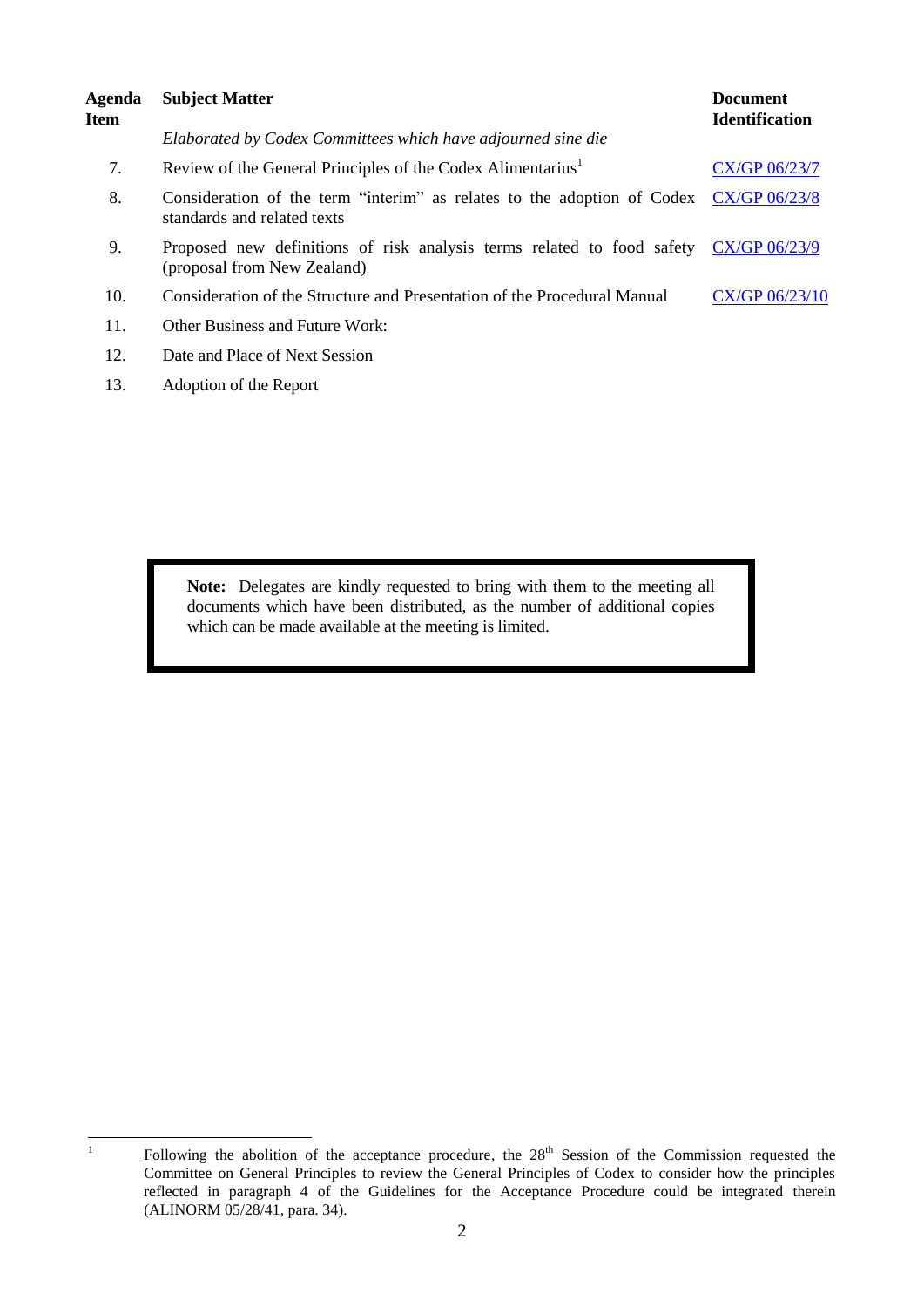| Agenda Item | Subject Matter | Document Identification |
|---|---|---|
| | *Elaborated by Codex Committees which have adjourned sine die* | |
| 7. | Review of the General Principles of the Codex Alimentarius[1] | CX/GP 06/23/7 |
| 8. | Consideration of the term "interim" as relates to the adoption of Codex standards and related texts | CX/GP 06/23/8 |
| 9. | Proposed new definitions of risk analysis terms related to food safety (proposal from New Zealand) | CX/GP 06/23/9 |
| 10. | Consideration of the Structure and Presentation of the Procedural Manual | CX/GP 06/23/10 |
| 11. | Other Business and Future Work: | |
| 12. | Date and Place of Next Session | |
| 13. | Adoption of the Report | |

> **Note:** Delegates are kindly requested to bring with them to the meeting all documents which have been distributed, as the number of additional copies which can be made available at the meeting is limited.

[1] Following the abolition of the acceptance procedure, the 28th Session of the Commission requested the Committee on General Principles to review the General Principles of Codex to consider how the principles reflected in paragraph 4 of the Guidelines for the Acceptance Procedure could be integrated therein (ALINORM 05/28/41, para. 34).